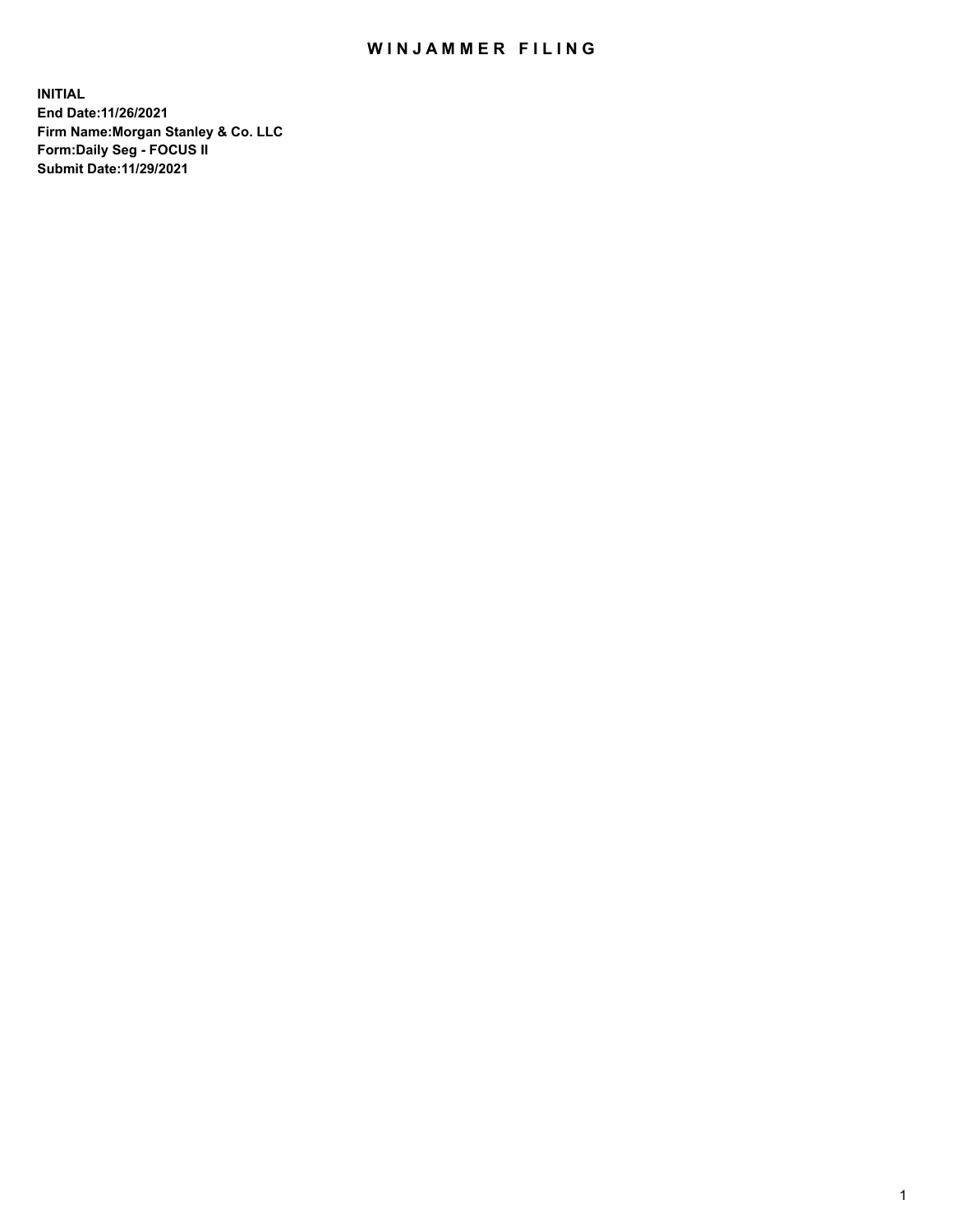# WINJAMMER FILING

**INITIAL**
**End Date:11/26/2021**
**Firm Name:Morgan Stanley & Co. LLC**
**Form:Daily Seg - FOCUS II**
**Submit Date:11/29/2021**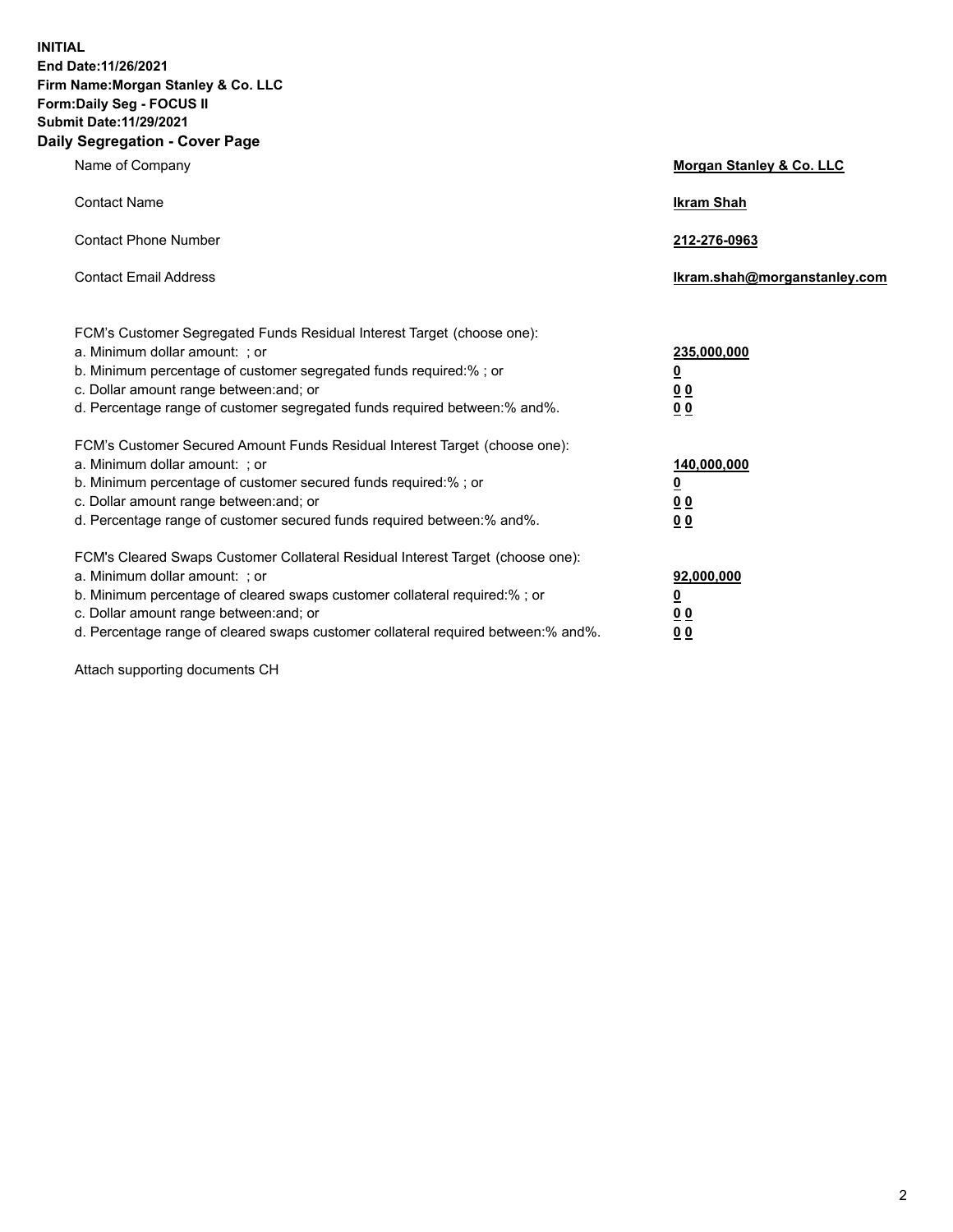**INITIAL**
**End Date:11/26/2021**
**Firm Name:Morgan Stanley & Co. LLC**
**Form:Daily Seg - FOCUS II**
**Submit Date:11/29/2021**

## Daily Segregation - Cover Page

| | |
|---|---|
| Name of Company | **Morgan Stanley & Co. LLC** |
| Contact Name | **Ikram Shah** |
| Contact Phone Number | **212-276-0963** |
| Contact Email Address | **Ikram.shah@morganstanley.com** |

| | |
|---|---|
| FCM's Customer Segregated Funds Residual Interest Target (choose one): | |
| a. Minimum dollar amount: ; or | **235,000,000** |
| b. Minimum percentage of customer segregated funds required:% ; or | **0** |
| c. Dollar amount range between:and; or | **0 0** |
| d. Percentage range of customer segregated funds required between:% and%. | **0 0** |
| FCM's Customer Secured Amount Funds Residual Interest Target (choose one): | |
| a. Minimum dollar amount: ; or | **140,000,000** |
| b. Minimum percentage of customer secured funds required:% ; or | **0** |
| c. Dollar amount range between:and; or | **0 0** |
| d. Percentage range of customer secured funds required between:% and%. | **0 0** |
| FCM's Cleared Swaps Customer Collateral Residual Interest Target (choose one): | |
| a. Minimum dollar amount: ; or | **92,000,000** |
| b. Minimum percentage of cleared swaps customer collateral required:% ; or | **0** |
| c. Dollar amount range between:and; or | **0 0** |
| d. Percentage range of cleared swaps customer collateral required between:% and%. | **0 0** |

Attach supporting documents CH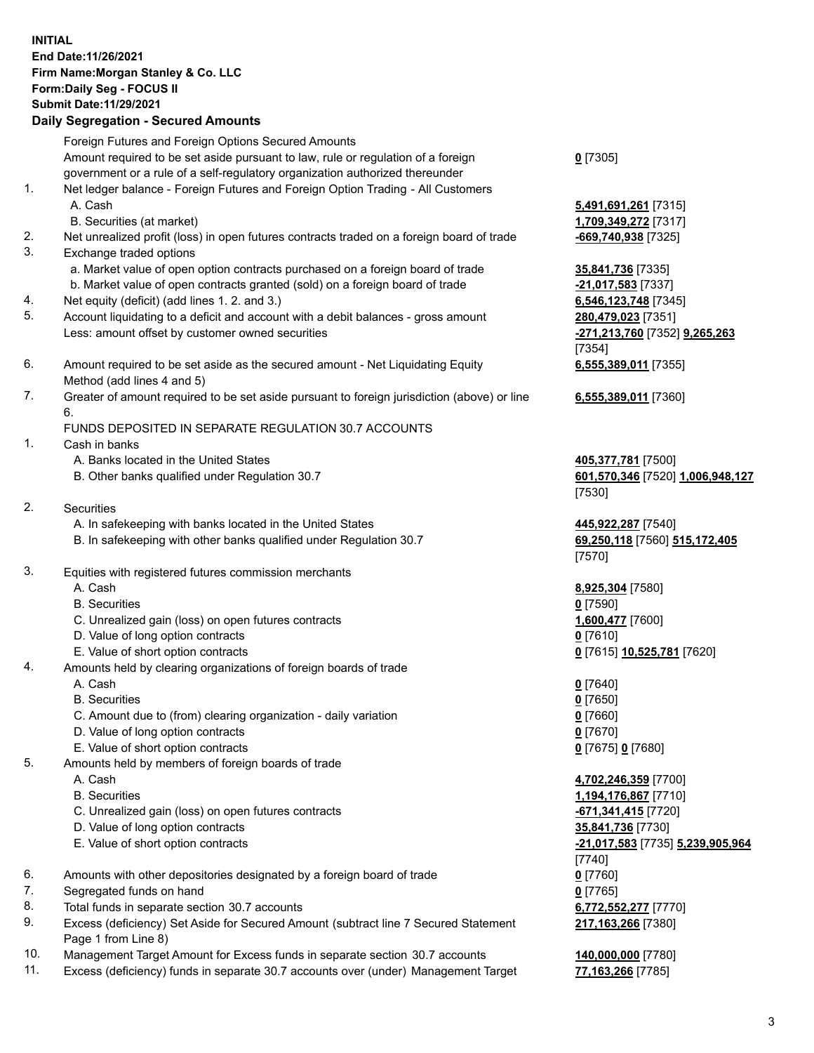**INITIAL**
**End Date:11/26/2021**
**Firm Name:Morgan Stanley & Co. LLC**
**Form:Daily Seg - FOCUS II**
**Submit Date:11/29/2021**

## Daily Segregation - Secured Amounts

Foreign Futures and Foreign Options Secured Amounts

Amount required to be set aside pursuant to law, rule or regulation of a foreign government or a rule of a self-regulatory organization authorized thereunder — **0** [7305]

1. Net ledger balance - Foreign Futures and Foreign Option Trading - All Customers
   - A. Cash — **5,491,691,261** [7315]
   - B. Securities (at market) — **1,709,349,272** [7317]
2. Net unrealized profit (loss) in open futures contracts traded on a foreign board of trade — **-669,740,938** [7325]
3. Exchange traded options
   - a. Market value of open option contracts purchased on a foreign board of trade — **35,841,736** [7335]
   - b. Market value of open contracts granted (sold) on a foreign board of trade — **-21,017,583** [7337]
4. Net equity (deficit) (add lines 1. 2. and 3.) — **6,546,123,748** [7345]
5. Account liquidating to a deficit and account with a debit balances - gross amount — **280,479,023** [7351]
   Less: amount offset by customer owned securities — **-271,213,760** [7352] **9,265,263** [7354]
6. Amount required to be set aside as the secured amount - Net Liquidating Equity Method (add lines 4 and 5) — **6,555,389,011** [7355]
7. Greater of amount required to be set aside pursuant to foreign jurisdiction (above) or line 6. — **6,555,389,011** [7360]

FUNDS DEPOSITED IN SEPARATE REGULATION 30.7 ACCOUNTS

1. Cash in banks
   - A. Banks located in the United States — **405,377,781** [7500]
   - B. Other banks qualified under Regulation 30.7 — **601,570,346** [7520] **1,006,948,127** [7530]
2. Securities
   - A. In safekeeping with banks located in the United States — **445,922,287** [7540]
   - B. In safekeeping with other banks qualified under Regulation 30.7 — **69,250,118** [7560] **515,172,405** [7570]
3. Equities with registered futures commission merchants
   - A. Cash — **8,925,304** [7580]
   - B. Securities — **0** [7590]
   - C. Unrealized gain (loss) on open futures contracts — **1,600,477** [7600]
   - D. Value of long option contracts — **0** [7610]
   - E. Value of short option contracts — **0** [7615] **10,525,781** [7620]
4. Amounts held by clearing organizations of foreign boards of trade
   - A. Cash — **0** [7640]
   - B. Securities — **0** [7650]
   - C. Amount due to (from) clearing organization - daily variation — **0** [7660]
   - D. Value of long option contracts — **0** [7670]
   - E. Value of short option contracts — **0** [7675] **0** [7680]
5. Amounts held by members of foreign boards of trade
   - A. Cash — **4,702,246,359** [7700]
   - B. Securities — **1,194,176,867** [7710]
   - C. Unrealized gain (loss) on open futures contracts — **-671,341,415** [7720]
   - D. Value of long option contracts — **35,841,736** [7730]
   - E. Value of short option contracts — **-21,017,583** [7735] **5,239,905,964** [7740]
6. Amounts with other depositories designated by a foreign board of trade — **0** [7760]
7. Segregated funds on hand — **0** [7765]
8. Total funds in separate section 30.7 accounts — **6,772,552,277** [7770]
9. Excess (deficiency) Set Aside for Secured Amount (subtract line 7 Secured Statement Page 1 from Line 8) — **217,163,266** [7380]
10. Management Target Amount for Excess funds in separate section 30.7 accounts — **140,000,000** [7780]
11. Excess (deficiency) funds in separate 30.7 accounts over (under) Management Target — **77,163,266** [7785]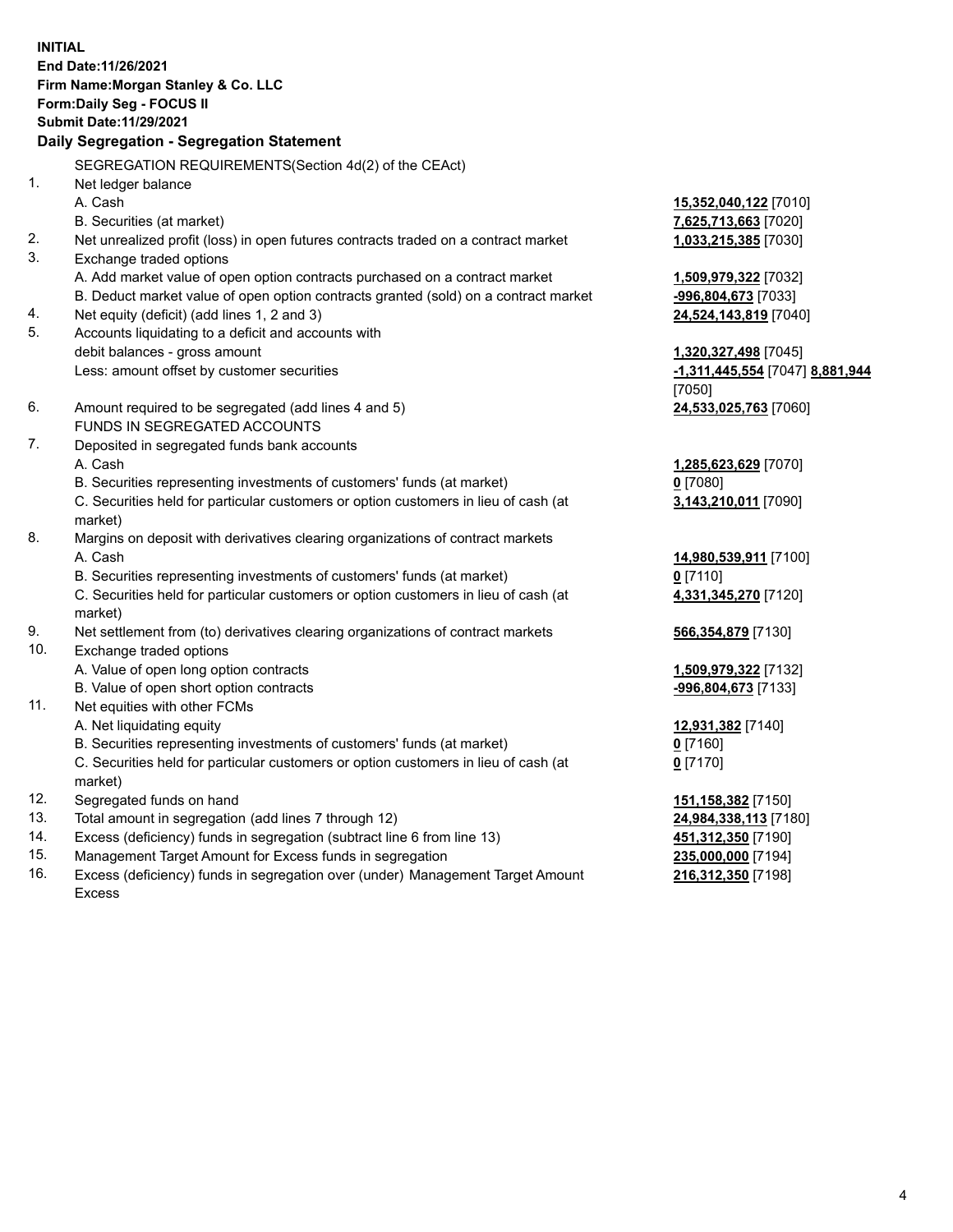**INITIAL**
**End Date:11/26/2021**
**Firm Name:Morgan Stanley & Co. LLC**
**Form:Daily Seg - FOCUS II**
**Submit Date:11/29/2021**

**Daily Segregation - Segregation Statement**

SEGREGATION REQUIREMENTS(Section 4d(2) of the CEAct)

| | | |
|---|---|---|
| 1. | Net ledger balance | |
| | A. Cash | **15,352,040,122** [7010] |
| | B. Securities (at market) | **7,625,713,663** [7020] |
| 2. | Net unrealized profit (loss) in open futures contracts traded on a contract market | **1,033,215,385** [7030] |
| 3. | Exchange traded options | |
| | A. Add market value of open option contracts purchased on a contract market | **1,509,979,322** [7032] |
| | B. Deduct market value of open option contracts granted (sold) on a contract market | **-996,804,673** [7033] |
| 4. | Net equity (deficit) (add lines 1, 2 and 3) | **24,524,143,819** [7040] |
| 5. | Accounts liquidating to a deficit and accounts with debit balances - gross amount | **1,320,327,498** [7045] |
| | Less: amount offset by customer securities | **-1,311,445,554** [7047] **8,881,944** [7050] |
| 6. | Amount required to be segregated (add lines 4 and 5) | **24,533,025,763** [7060] |
| | FUNDS IN SEGREGATED ACCOUNTS | |
| 7. | Deposited in segregated funds bank accounts | |
| | A. Cash | **1,285,623,629** [7070] |
| | B. Securities representing investments of customers' funds (at market) | **0** [7080] |
| | C. Securities held for particular customers or option customers in lieu of cash (at market) | **3,143,210,011** [7090] |
| 8. | Margins on deposit with derivatives clearing organizations of contract markets | |
| | A. Cash | **14,980,539,911** [7100] |
| | B. Securities representing investments of customers' funds (at market) | **0** [7110] |
| | C. Securities held for particular customers or option customers in lieu of cash (at market) | **4,331,345,270** [7120] |
| 9. | Net settlement from (to) derivatives clearing organizations of contract markets | **566,354,879** [7130] |
| 10. | Exchange traded options | |
| | A. Value of open long option contracts | **1,509,979,322** [7132] |
| | B. Value of open short option contracts | **-996,804,673** [7133] |
| 11. | Net equities with other FCMs | |
| | A. Net liquidating equity | **12,931,382** [7140] |
| | B. Securities representing investments of customers' funds (at market) | **0** [7160] |
| | C. Securities held for particular customers or option customers in lieu of cash (at market) | **0** [7170] |
| 12. | Segregated funds on hand | **151,158,382** [7150] |
| 13. | Total amount in segregation (add lines 7 through 12) | **24,984,338,113** [7180] |
| 14. | Excess (deficiency) funds in segregation (subtract line 6 from line 13) | **451,312,350** [7190] |
| 15. | Management Target Amount for Excess funds in segregation | **235,000,000** [7194] |
| 16. | Excess (deficiency) funds in segregation over (under) Management Target Amount Excess | **216,312,350** [7198] |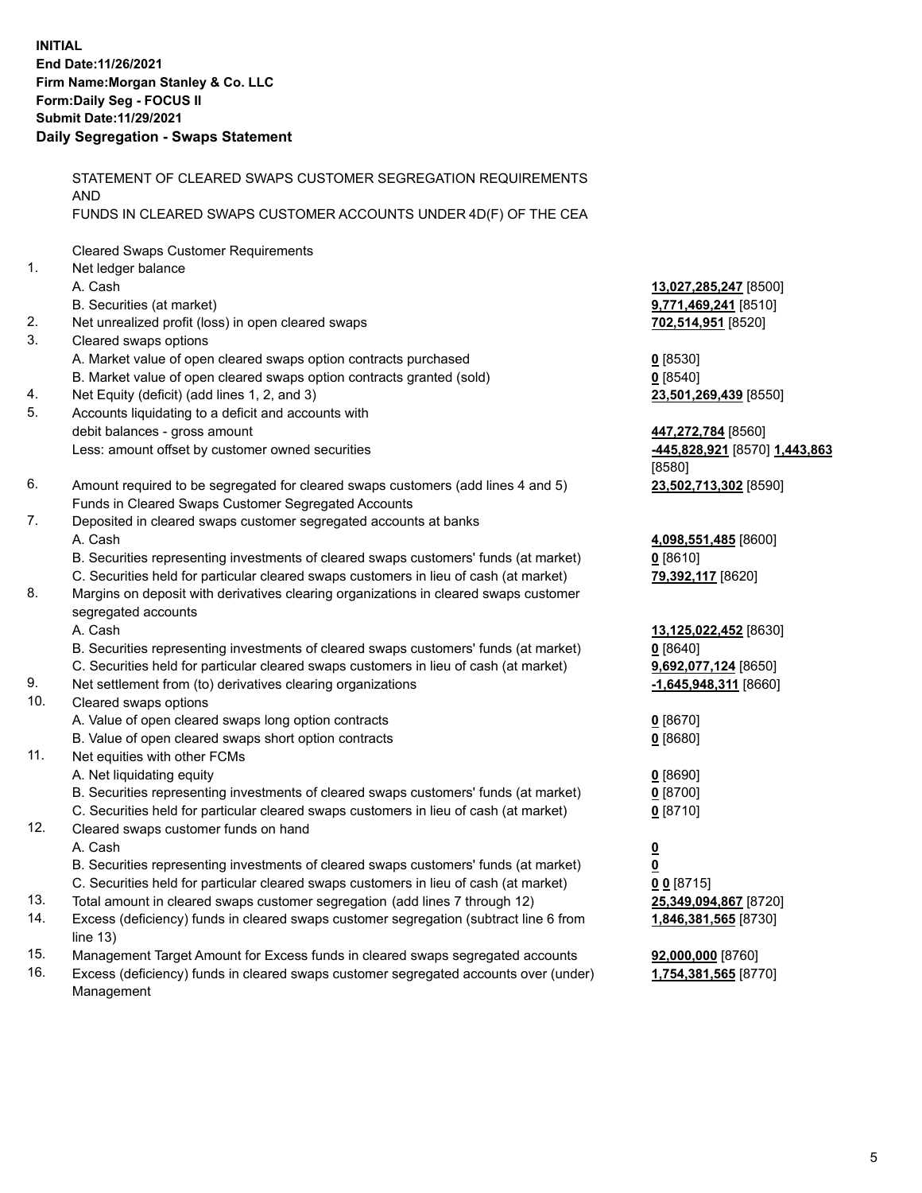**INITIAL**
**End Date:11/26/2021**
**Firm Name:Morgan Stanley & Co. LLC**
**Form:Daily Seg - FOCUS II**
**Submit Date:11/29/2021**
**Daily Segregation - Swaps Statement**

STATEMENT OF CLEARED SWAPS CUSTOMER SEGREGATION REQUIREMENTS AND
FUNDS IN CLEARED SWAPS CUSTOMER ACCOUNTS UNDER 4D(F) OF THE CEA

| | | |
|---|---|---|
| | Cleared Swaps Customer Requirements | |
| 1. | Net ledger balance | |
| | A. Cash | **13,027,285,247** [8500] |
| | B. Securities (at market) | **9,771,469,241** [8510] |
| 2. | Net unrealized profit (loss) in open cleared swaps | **702,514,951** [8520] |
| 3. | Cleared swaps options | |
| | A. Market value of open cleared swaps option contracts purchased | **0** [8530] |
| | B. Market value of open cleared swaps option contracts granted (sold) | **0** [8540] |
| 4. | Net Equity (deficit) (add lines 1, 2, and 3) | **23,501,269,439** [8550] |
| 5. | Accounts liquidating to a deficit and accounts with debit balances - gross amount | **447,272,784** [8560] |
| | Less: amount offset by customer owned securities | **-445,828,921** [8570] **1,443,863** [8580] |
| 6. | Amount required to be segregated for cleared swaps customers (add lines 4 and 5) | **23,502,713,302** [8590] |
| | Funds in Cleared Swaps Customer Segregated Accounts | |
| 7. | Deposited in cleared swaps customer segregated accounts at banks | |
| | A. Cash | **4,098,551,485** [8600] |
| | B. Securities representing investments of cleared swaps customers' funds (at market) | **0** [8610] |
| | C. Securities held for particular cleared swaps customers in lieu of cash (at market) | **79,392,117** [8620] |
| 8. | Margins on deposit with derivatives clearing organizations in cleared swaps customer segregated accounts | |
| | A. Cash | **13,125,022,452** [8630] |
| | B. Securities representing investments of cleared swaps customers' funds (at market) | **0** [8640] |
| | C. Securities held for particular cleared swaps customers in lieu of cash (at market) | **9,692,077,124** [8650] |
| 9. | Net settlement from (to) derivatives clearing organizations | **-1,645,948,311** [8660] |
| 10. | Cleared swaps options | |
| | A. Value of open cleared swaps long option contracts | **0** [8670] |
| | B. Value of open cleared swaps short option contracts | **0** [8680] |
| 11. | Net equities with other FCMs | |
| | A. Net liquidating equity | **0** [8690] |
| | B. Securities representing investments of cleared swaps customers' funds (at market) | **0** [8700] |
| | C. Securities held for particular cleared swaps customers in lieu of cash (at market) | **0** [8710] |
| 12. | Cleared swaps customer funds on hand | |
| | A. Cash | **0** |
| | B. Securities representing investments of cleared swaps customers' funds (at market) | **0** |
| | C. Securities held for particular cleared swaps customers in lieu of cash (at market) | **0** **0** [8715] |
| 13. | Total amount in cleared swaps customer segregation (add lines 7 through 12) | **25,349,094,867** [8720] |
| 14. | Excess (deficiency) funds in cleared swaps customer segregation (subtract line 6 from line 13) | **1,846,381,565** [8730] |
| 15. | Management Target Amount for Excess funds in cleared swaps segregated accounts | **92,000,000** [8760] |
| 16. | Excess (deficiency) funds in cleared swaps customer segregated accounts over (under) Management | **1,754,381,565** [8770] |